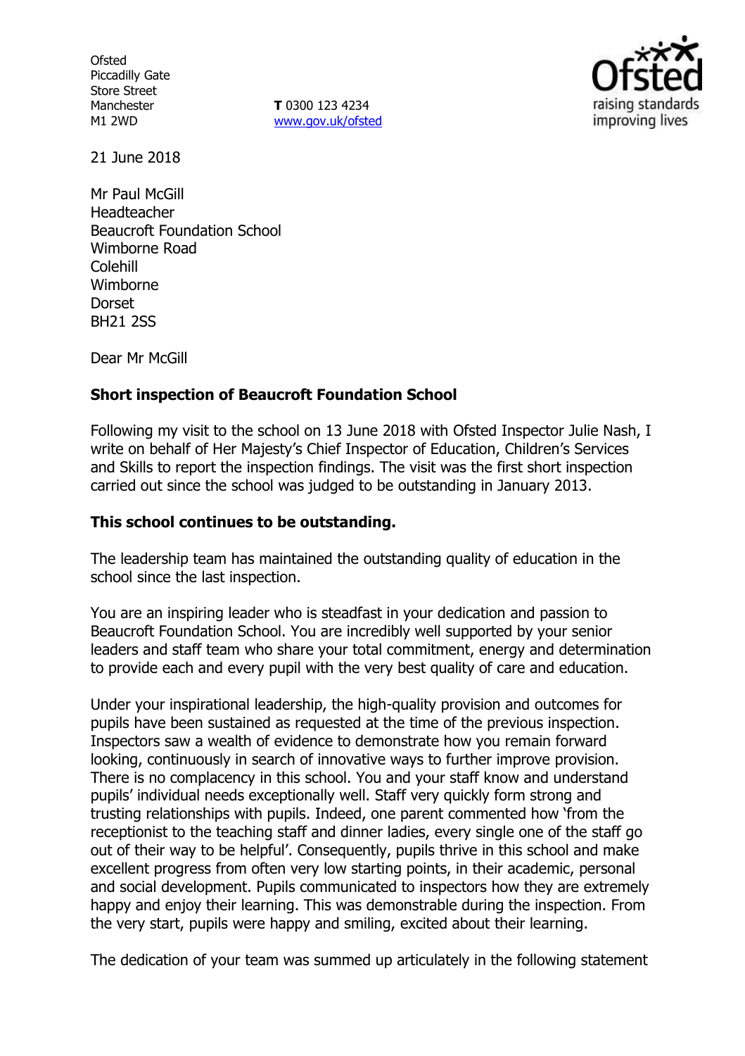Ofsted
Piccadilly Gate
Store Street
Manchester
M1 2WD

**T** 0300 123 4234
www.gov.uk/ofsted

21 June 2018

Mr Paul McGill
Headteacher
Beaucroft Foundation School
Wimborne Road
Colehill
Wimborne
Dorset
BH21 2SS

Dear Mr McGill

**Short inspection of Beaucroft Foundation School**

Following my visit to the school on 13 June 2018 with Ofsted Inspector Julie Nash, I write on behalf of Her Majesty's Chief Inspector of Education, Children's Services and Skills to report the inspection findings. The visit was the first short inspection carried out since the school was judged to be outstanding in January 2013.

**This school continues to be outstanding.**

The leadership team has maintained the outstanding quality of education in the school since the last inspection.

You are an inspiring leader who is steadfast in your dedication and passion to Beaucroft Foundation School. You are incredibly well supported by your senior leaders and staff team who share your total commitment, energy and determination to provide each and every pupil with the very best quality of care and education.

Under your inspirational leadership, the high-quality provision and outcomes for pupils have been sustained as requested at the time of the previous inspection. Inspectors saw a wealth of evidence to demonstrate how you remain forward looking, continuously in search of innovative ways to further improve provision. There is no complacency in this school. You and your staff know and understand pupils' individual needs exceptionally well. Staff very quickly form strong and trusting relationships with pupils. Indeed, one parent commented how 'from the receptionist to the teaching staff and dinner ladies, every single one of the staff go out of their way to be helpful'. Consequently, pupils thrive in this school and make excellent progress from often very low starting points, in their academic, personal and social development. Pupils communicated to inspectors how they are extremely happy and enjoy their learning. This was demonstrable during the inspection. From the very start, pupils were happy and smiling, excited about their learning.

The dedication of your team was summed up articulately in the following statement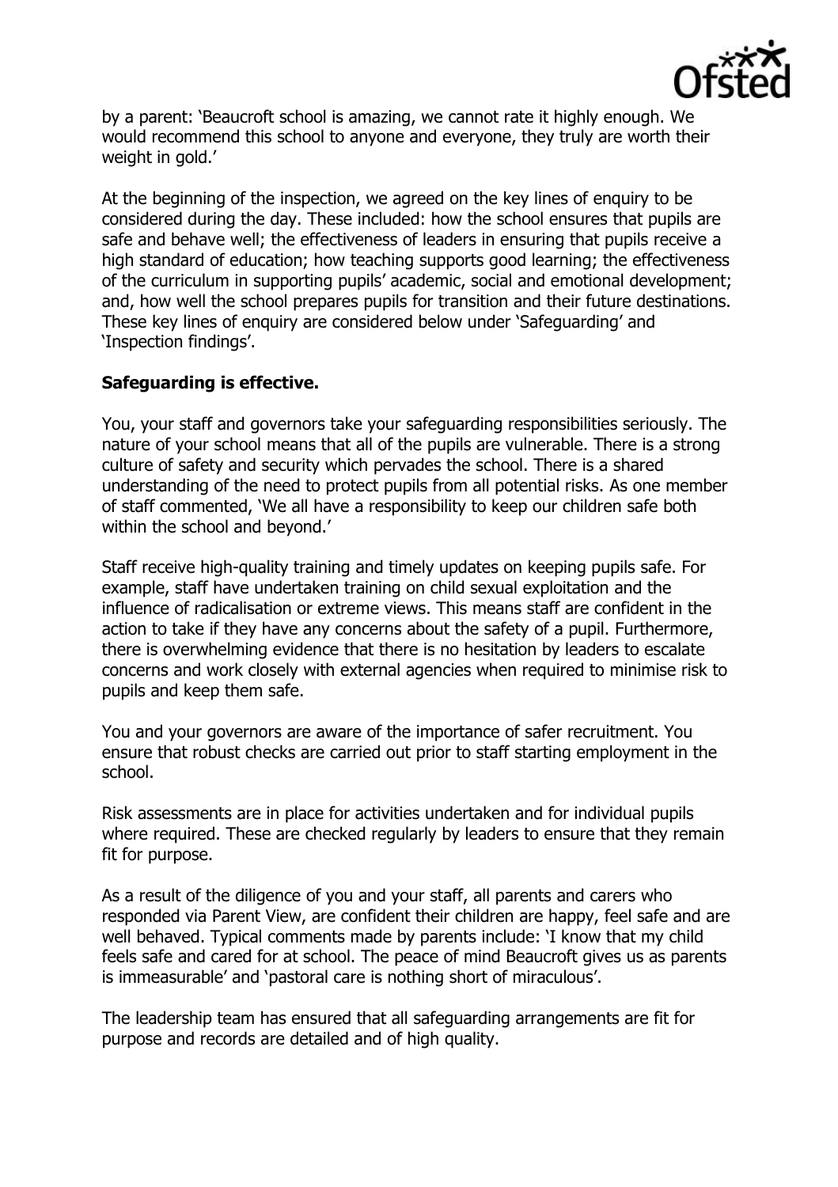by a parent: 'Beaucroft school is amazing, we cannot rate it highly enough. We would recommend this school to anyone and everyone, they truly are worth their weight in gold.'

At the beginning of the inspection, we agreed on the key lines of enquiry to be considered during the day. These included: how the school ensures that pupils are safe and behave well; the effectiveness of leaders in ensuring that pupils receive a high standard of education; how teaching supports good learning; the effectiveness of the curriculum in supporting pupils' academic, social and emotional development; and, how well the school prepares pupils for transition and their future destinations. These key lines of enquiry are considered below under 'Safeguarding' and 'Inspection findings'.

**Safeguarding is effective.**

You, your staff and governors take your safeguarding responsibilities seriously. The nature of your school means that all of the pupils are vulnerable. There is a strong culture of safety and security which pervades the school. There is a shared understanding of the need to protect pupils from all potential risks. As one member of staff commented, 'We all have a responsibility to keep our children safe both within the school and beyond.'

Staff receive high-quality training and timely updates on keeping pupils safe. For example, staff have undertaken training on child sexual exploitation and the influence of radicalisation or extreme views. This means staff are confident in the action to take if they have any concerns about the safety of a pupil. Furthermore, there is overwhelming evidence that there is no hesitation by leaders to escalate concerns and work closely with external agencies when required to minimise risk to pupils and keep them safe.

You and your governors are aware of the importance of safer recruitment. You ensure that robust checks are carried out prior to staff starting employment in the school.

Risk assessments are in place for activities undertaken and for individual pupils where required. These are checked regularly by leaders to ensure that they remain fit for purpose.

As a result of the diligence of you and your staff, all parents and carers who responded via Parent View, are confident their children are happy, feel safe and are well behaved. Typical comments made by parents include: 'I know that my child feels safe and cared for at school. The peace of mind Beaucroft gives us as parents is immeasurable' and 'pastoral care is nothing short of miraculous'.

The leadership team has ensured that all safeguarding arrangements are fit for purpose and records are detailed and of high quality.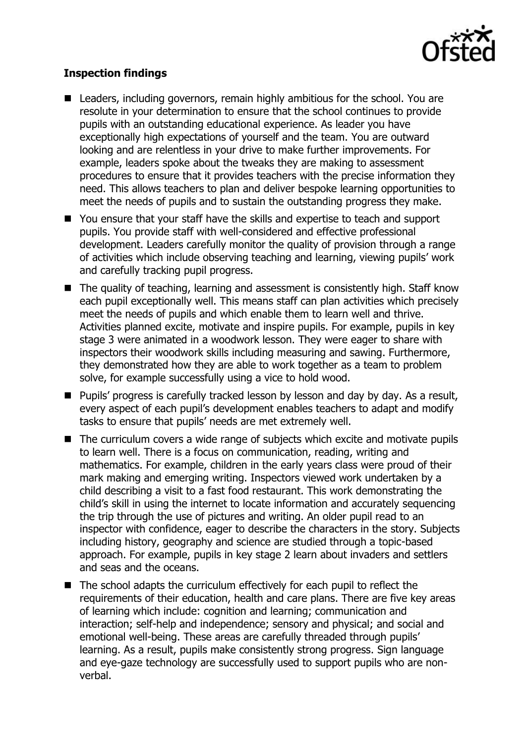**Inspection findings**

- Leaders, including governors, remain highly ambitious for the school. You are resolute in your determination to ensure that the school continues to provide pupils with an outstanding educational experience. As leader you have exceptionally high expectations of yourself and the team. You are outward looking and are relentless in your drive to make further improvements. For example, leaders spoke about the tweaks they are making to assessment procedures to ensure that it provides teachers with the precise information they need. This allows teachers to plan and deliver bespoke learning opportunities to meet the needs of pupils and to sustain the outstanding progress they make.
- You ensure that your staff have the skills and expertise to teach and support pupils. You provide staff with well-considered and effective professional development. Leaders carefully monitor the quality of provision through a range of activities which include observing teaching and learning, viewing pupils' work and carefully tracking pupil progress.
- The quality of teaching, learning and assessment is consistently high. Staff know each pupil exceptionally well. This means staff can plan activities which precisely meet the needs of pupils and which enable them to learn well and thrive. Activities planned excite, motivate and inspire pupils. For example, pupils in key stage 3 were animated in a woodwork lesson. They were eager to share with inspectors their woodwork skills including measuring and sawing. Furthermore, they demonstrated how they are able to work together as a team to problem solve, for example successfully using a vice to hold wood.
- Pupils' progress is carefully tracked lesson by lesson and day by day. As a result, every aspect of each pupil's development enables teachers to adapt and modify tasks to ensure that pupils' needs are met extremely well.
- The curriculum covers a wide range of subjects which excite and motivate pupils to learn well. There is a focus on communication, reading, writing and mathematics. For example, children in the early years class were proud of their mark making and emerging writing. Inspectors viewed work undertaken by a child describing a visit to a fast food restaurant. This work demonstrating the child's skill in using the internet to locate information and accurately sequencing the trip through the use of pictures and writing. An older pupil read to an inspector with confidence, eager to describe the characters in the story. Subjects including history, geography and science are studied through a topic-based approach. For example, pupils in key stage 2 learn about invaders and settlers and seas and the oceans.
- The school adapts the curriculum effectively for each pupil to reflect the requirements of their education, health and care plans. There are five key areas of learning which include: cognition and learning; communication and interaction; self-help and independence; sensory and physical; and social and emotional well-being. These areas are carefully threaded through pupils' learning. As a result, pupils make consistently strong progress. Sign language and eye-gaze technology are successfully used to support pupils who are non-verbal.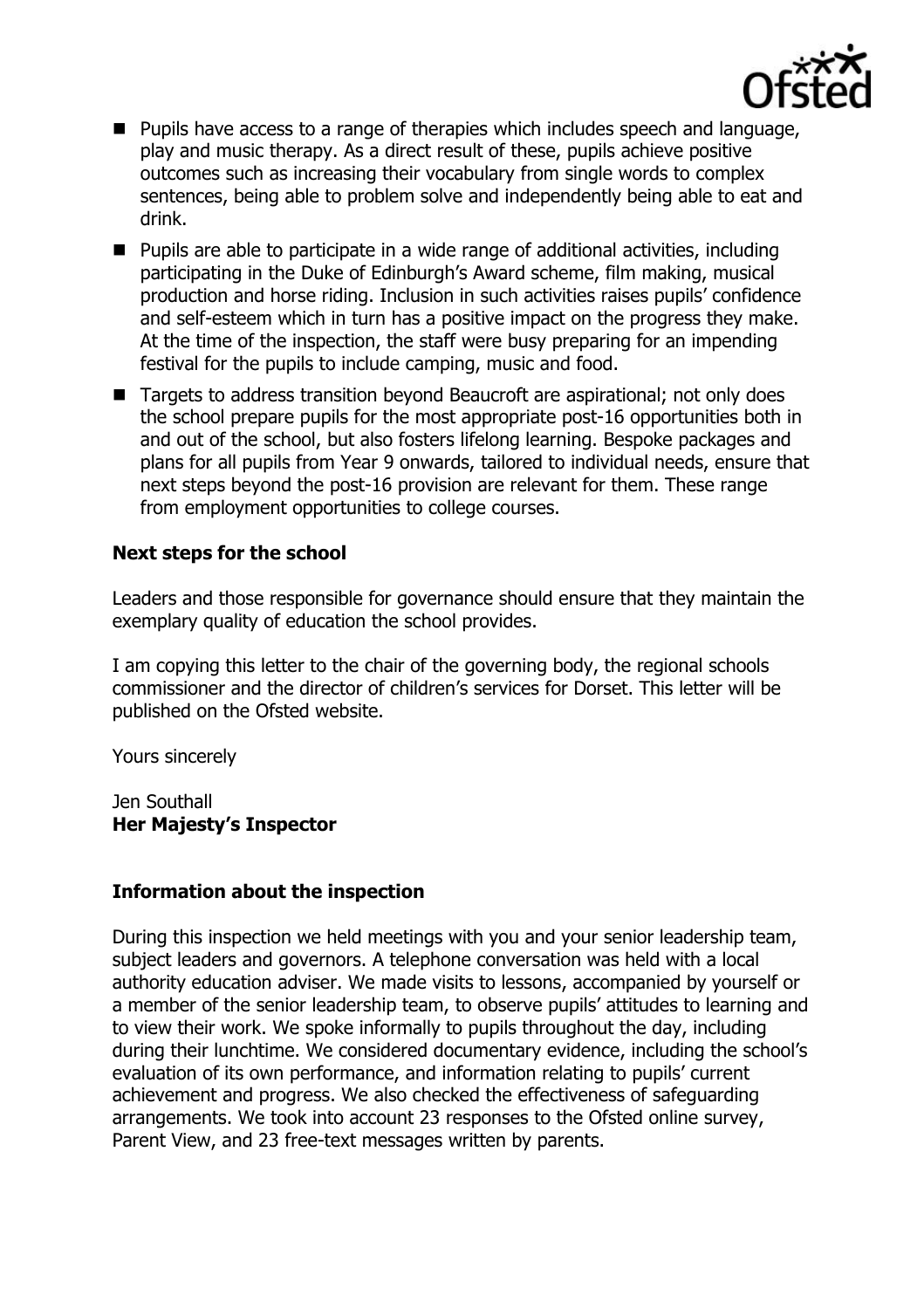- Pupils have access to a range of therapies which includes speech and language, play and music therapy. As a direct result of these, pupils achieve positive outcomes such as increasing their vocabulary from single words to complex sentences, being able to problem solve and independently being able to eat and drink.
- Pupils are able to participate in a wide range of additional activities, including participating in the Duke of Edinburgh's Award scheme, film making, musical production and horse riding. Inclusion in such activities raises pupils' confidence and self-esteem which in turn has a positive impact on the progress they make. At the time of the inspection, the staff were busy preparing for an impending festival for the pupils to include camping, music and food.
- Targets to address transition beyond Beaucroft are aspirational; not only does the school prepare pupils for the most appropriate post-16 opportunities both in and out of the school, but also fosters lifelong learning. Bespoke packages and plans for all pupils from Year 9 onwards, tailored to individual needs, ensure that next steps beyond the post-16 provision are relevant for them. These range from employment opportunities to college courses.

### Next steps for the school

Leaders and those responsible for governance should ensure that they maintain the exemplary quality of education the school provides.

I am copying this letter to the chair of the governing body, the regional schools commissioner and the director of children's services for Dorset. This letter will be published on the Ofsted website.

Yours sincerely

Jen Southall
**Her Majesty's Inspector**

### Information about the inspection

During this inspection we held meetings with you and your senior leadership team, subject leaders and governors. A telephone conversation was held with a local authority education adviser. We made visits to lessons, accompanied by yourself or a member of the senior leadership team, to observe pupils' attitudes to learning and to view their work. We spoke informally to pupils throughout the day, including during their lunchtime. We considered documentary evidence, including the school's evaluation of its own performance, and information relating to pupils' current achievement and progress. We also checked the effectiveness of safeguarding arrangements. We took into account 23 responses to the Ofsted online survey, Parent View, and 23 free-text messages written by parents.